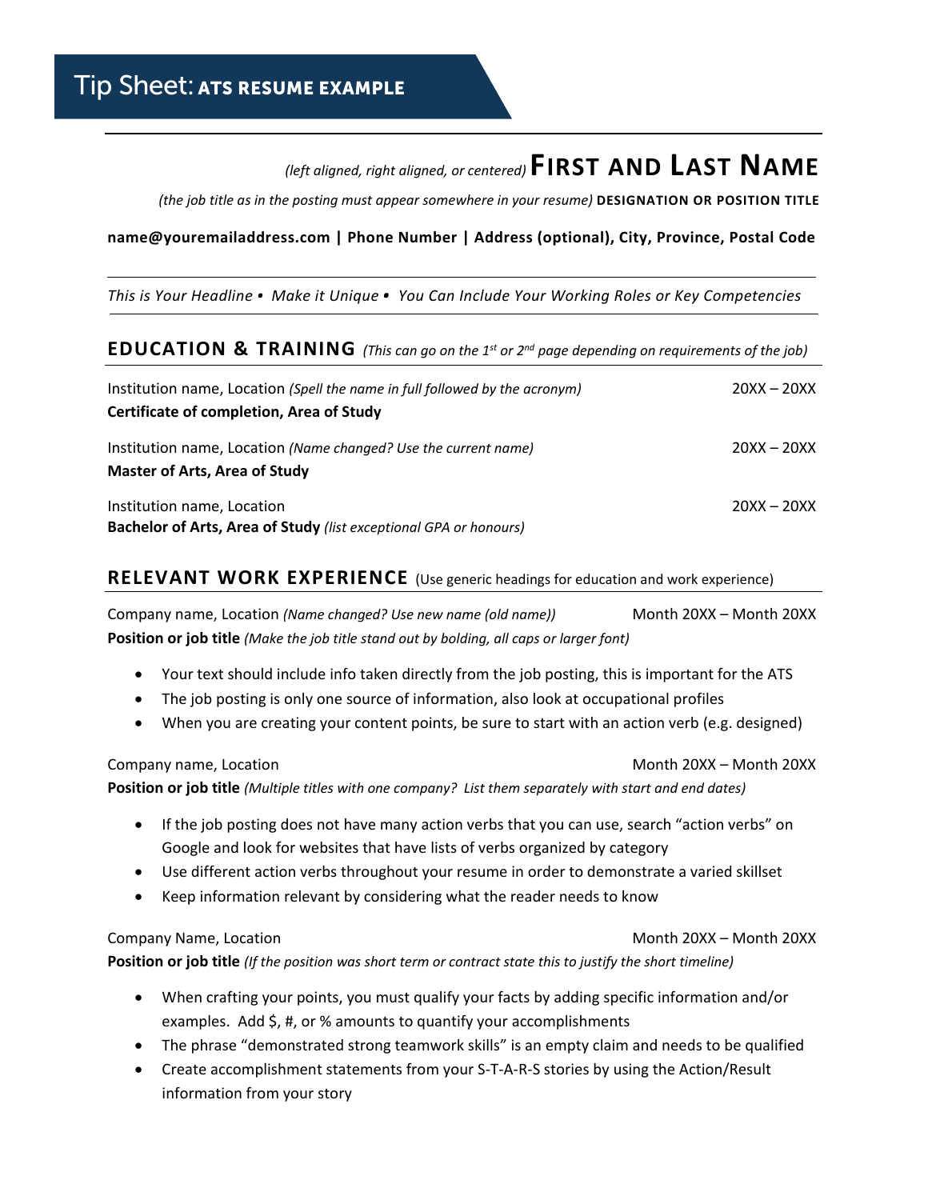# Tip Sheet: ATS RESUME EXAMPLE

*(left aligned, right aligned, or centered)* **FIRST AND LAST NAME**

*(the job title as in the posting must appear somewhere in your resume)* **DESIGNATION OR POSITION TITLE**

**name@youremailaddress.com | Phone Number | Address (optional), City, Province, Postal Code**

*This is Your Headline • Make it Unique • You Can Include Your Working Roles or Key Competencies*

## EDUCATION & TRAINING *(This can go on the 1st or 2nd page depending on requirements of the job)*

Institution name, Location *(Spell the name in full followed by the acronym)* 20XX – 20XX
**Certificate of completion, Area of Study**

Institution name, Location *(Name changed? Use the current name)* 20XX – 20XX
**Master of Arts, Area of Study**

Institution name, Location 20XX – 20XX
**Bachelor of Arts, Area of Study** *(list exceptional GPA or honours)*

## RELEVANT WORK EXPERIENCE (Use generic headings for education and work experience)

Company name, Location *(Name changed? Use new name (old name))* Month 20XX – Month 20XX
**Position or job title** *(Make the job title stand out by bolding, all caps or larger font)*

- Your text should include info taken directly from the job posting, this is important for the ATS
- The job posting is only one source of information, also look at occupational profiles
- When you are creating your content points, be sure to start with an action verb (e.g. designed)

Company name, Location Month 20XX – Month 20XX
**Position or job title** *(Multiple titles with one company? List them separately with start and end dates)*

- If the job posting does not have many action verbs that you can use, search "action verbs" on Google and look for websites that have lists of verbs organized by category
- Use different action verbs throughout your resume in order to demonstrate a varied skillset
- Keep information relevant by considering what the reader needs to know

Company Name, Location Month 20XX – Month 20XX
**Position or job title** *(If the position was short term or contract state this to justify the short timeline)*

- When crafting your points, you must qualify your facts by adding specific information and/or examples. Add $, #, or % amounts to quantify your accomplishments
- The phrase "demonstrated strong teamwork skills" is an empty claim and needs to be qualified
- Create accomplishment statements from your S-T-A-R-S stories by using the Action/Result information from your story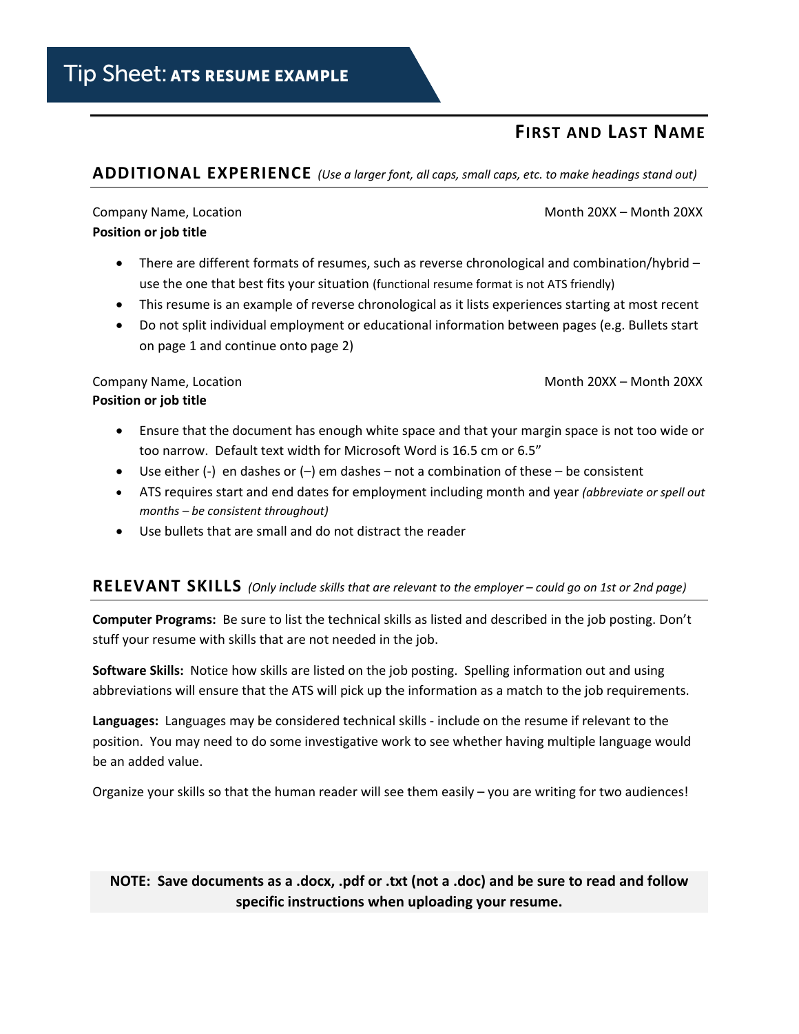# Tip Sheet: ATS RESUME EXAMPLE

**FIRST AND LAST NAME**

## ADDITIONAL EXPERIENCE *(Use a larger font, all caps, small caps, etc. to make headings stand out)*

Company Name, Location — Month 20XX – Month 20XX
**Position or job title**

- There are different formats of resumes, such as reverse chronological and combination/hybrid – use the one that best fits your situation (functional resume format is not ATS friendly)
- This resume is an example of reverse chronological as it lists experiences starting at most recent
- Do not split individual employment or educational information between pages (e.g. Bullets start on page 1 and continue onto page 2)

Company Name, Location — Month 20XX – Month 20XX
**Position or job title**

- Ensure that the document has enough white space and that your margin space is not too wide or too narrow. Default text width for Microsoft Word is 16.5 cm or 6.5"
- Use either (-) en dashes or (–) em dashes – not a combination of these – be consistent
- ATS requires start and end dates for employment including month and year *(abbreviate or spell out months – be consistent throughout)*
- Use bullets that are small and do not distract the reader

## RELEVANT SKILLS *(Only include skills that are relevant to the employer – could go on 1st or 2nd page)*

**Computer Programs:** Be sure to list the technical skills as listed and described in the job posting. Don't stuff your resume with skills that are not needed in the job.

**Software Skills:** Notice how skills are listed on the job posting. Spelling information out and using abbreviations will ensure that the ATS will pick up the information as a match to the job requirements.

**Languages:** Languages may be considered technical skills - include on the resume if relevant to the position. You may need to do some investigative work to see whether having multiple language would be an added value.

Organize your skills so that the human reader will see them easily – you are writing for two audiences!

**NOTE: Save documents as a .docx, .pdf or .txt (not a .doc) and be sure to read and follow specific instructions when uploading your resume.**